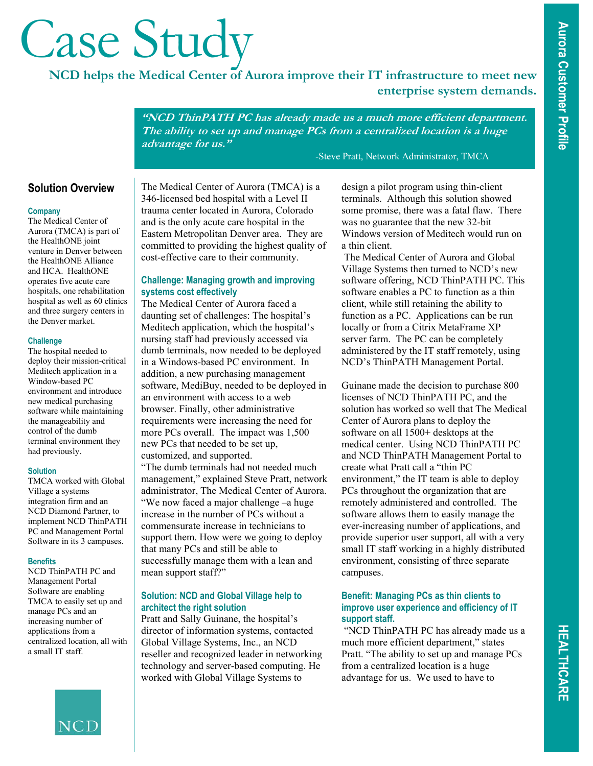# Case Study

## NCD helps the Medical Center of Aurora improve their IT infrastructure to meet new enterprise system demands.

> ***"NCD ThinPATH PC has already made us a much more efficient department. The ability to set up and manage PCs from a centralized location is a huge advantage for us."***
>
> -Steve Pratt, Network Administrator, TMCA

Aurora Customer Profile

HEALTHCARE

### Solution Overview

**Company**

The Medical Center of Aurora (TMCA) is part of the HealthONE joint venture in Denver between the HealthONE Alliance and HCA. HealthONE operates five acute care hospitals, one rehabilitation hospital as well as 60 clinics and three surgery centers in the Denver market.

**Challenge**

The hospital needed to deploy their mission-critical Meditech application in a Window-based PC environment and introduce new medical purchasing software while maintaining the manageability and control of the dumb terminal environment they had previously.

**Solution**

TMCA worked with Global Village a systems integration firm and an NCD Diamond Partner, to implement NCD ThinPATH PC and Management Portal Software in its 3 campuses.

**Benefits**

NCD ThinPATH PC and Management Portal Software are enabling TMCA to easily set up and manage PCs and an increasing number of applications from a centralized location, all with a small IT staff.

NCD

The Medical Center of Aurora (TMCA) is a 346-licensed bed hospital with a Level II trauma center located in Aurora, Colorado and is the only acute care hospital in the Eastern Metropolitan Denver area. They are committed to providing the highest quality of cost-effective care to their community.

### Challenge: Managing growth and improving systems cost effectively

The Medical Center of Aurora faced a daunting set of challenges: The hospital's Meditech application, which the hospital's nursing staff had previously accessed via dumb terminals, now needed to be deployed in a Windows-based PC environment. In addition, a new purchasing management software, MediBuy, needed to be deployed in an environment with access to a web browser. Finally, other administrative requirements were increasing the need for more PCs overall. The impact was 1,500 new PCs that needed to be set up, customized, and supported.

"The dumb terminals had not needed much management," explained Steve Pratt, network administrator, The Medical Center of Aurora. "We now faced a major challenge –a huge increase in the number of PCs without a commensurate increase in technicians to support them. How were we going to deploy that many PCs and still be able to successfully manage them with a lean and mean support staff?"

### Solution: NCD and Global Village help to architect the right solution

Pratt and Sally Guinane, the hospital's director of information systems, contacted Global Village Systems, Inc., an NCD reseller and recognized leader in networking technology and server-based computing. He worked with Global Village Systems to design a pilot program using thin-client terminals. Although this solution showed some promise, there was a fatal flaw. There was no guarantee that the new 32-bit Windows version of Meditech would run on a thin client.

The Medical Center of Aurora and Global Village Systems then turned to NCD's new software offering, NCD ThinPATH PC. This software enables a PC to function as a thin client, while still retaining the ability to function as a PC. Applications can be run locally or from a Citrix MetaFrame XP server farm. The PC can be completely administered by the IT staff remotely, using NCD's ThinPATH Management Portal.

Guinane made the decision to purchase 800 licenses of NCD ThinPATH PC, and the solution has worked so well that The Medical Center of Aurora plans to deploy the software on all 1500+ desktops at the medical center. Using NCD ThinPATH PC and NCD ThinPATH Management Portal to create what Pratt call a "thin PC environment," the IT team is able to deploy PCs throughout the organization that are remotely administered and controlled. The software allows them to easily manage the ever-increasing number of applications, and provide superior user support, all with a very small IT staff working in a highly distributed environment, consisting of three separate campuses.

### Benefit: Managing PCs as thin clients to improve user experience and efficiency of IT support staff.

"NCD ThinPATH PC has already made us a much more efficient department," states Pratt. "The ability to set up and manage PCs from a centralized location is a huge advantage for us. We used to have to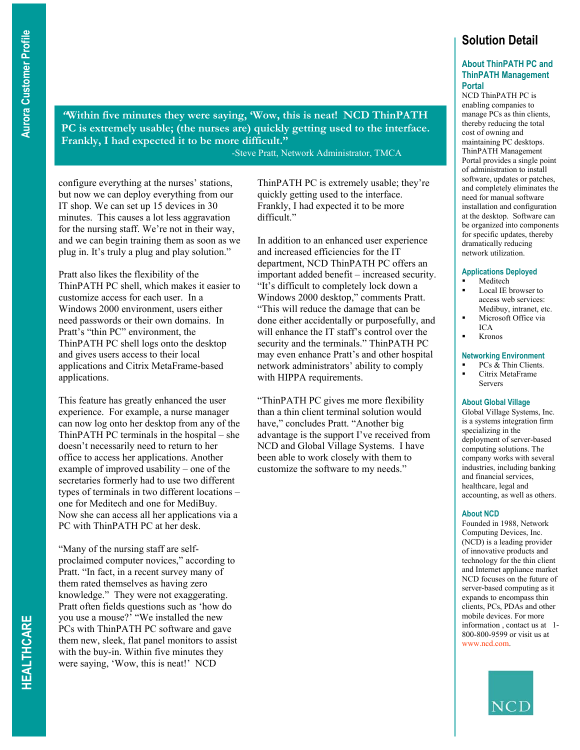> **"Within five minutes they were saying, 'Wow, this is neat! NCD ThinPATH PC is extremely usable; (the nurses are) quickly getting used to the interface. Frankly, I had expected it to be more difficult."**
>
> -Steve Pratt, Network Administrator, TMCA

configure everything at the nurses' stations, but now we can deploy everything from our IT shop. We can set up 15 devices in 30 minutes. This causes a lot less aggravation for the nursing staff. We're not in their way, and we can begin training them as soon as we plug in. It's truly a plug and play solution."

Pratt also likes the flexibility of the ThinPATH PC shell, which makes it easier to customize access for each user. In a Windows 2000 environment, users either need passwords or their own domains. In Pratt's "thin PC" environment, the ThinPATH PC shell logs onto the desktop and gives users access to their local applications and Citrix MetaFrame-based applications.

This feature has greatly enhanced the user experience. For example, a nurse manager can now log onto her desktop from any of the ThinPATH PC terminals in the hospital – she doesn't necessarily need to return to her office to access her applications. Another example of improved usability – one of the secretaries formerly had to use two different types of terminals in two different locations – one for Meditech and one for MediBuy. Now she can access all her applications via a PC with ThinPATH PC at her desk.

"Many of the nursing staff are self-proclaimed computer novices," according to Pratt. "In fact, in a recent survey many of them rated themselves as having zero knowledge." They were not exaggerating. Pratt often fields questions such as 'how do you use a mouse?' "We installed the new PCs with ThinPATH PC software and gave them new, sleek, flat panel monitors to assist with the buy-in. Within five minutes they were saying, 'Wow, this is neat!' NCD ThinPATH PC is extremely usable; they're quickly getting used to the interface. Frankly, I had expected it to be more difficult."

In addition to an enhanced user experience and increased efficiencies for the IT department, NCD ThinPATH PC offers an important added benefit – increased security. "It's difficult to completely lock down a Windows 2000 desktop," comments Pratt. "This will reduce the damage that can be done either accidentally or purposefully, and will enhance the IT staff's control over the security and the terminals." ThinPATH PC may even enhance Pratt's and other hospital network administrators' ability to comply with HIPPA requirements.

"ThinPATH PC gives me more flexibility than a thin client terminal solution would have," concludes Pratt. "Another big advantage is the support I've received from NCD and Global Village Systems. I have been able to work closely with them to customize the software to my needs."

## Solution Detail

### About ThinPATH PC and ThinPATH Management Portal

NCD ThinPATH PC is enabling companies to manage PCs as thin clients, thereby reducing the total cost of owning and maintaining PC desktops. ThinPATH Management Portal provides a single point of administration to install software, updates or patches, and completely eliminates the need for manual software installation and configuration at the desktop. Software can be organized into components for specific updates, thereby dramatically reducing network utilization.

### Applications Deployed

- Meditech
- Local IE browser to access web services: Medibuy, intranet, etc.
- Microsoft Office via ICA
- Kronos

### Networking Environment

- PCs & Thin Clients.
- Citrix MetaFrame Servers

### About Global Village

Global Village Systems, Inc. is a systems integration firm specializing in the deployment of server-based computing solutions. The company works with several industries, including banking and financial services, healthcare, legal and accounting, as well as others.

### About NCD

Founded in 1988, Network Computing Devices, Inc. (NCD) is a leading provider of innovative products and technology for the thin client and Internet appliance market NCD focuses on the future of server-based computing as it expands to encompass thin clients, PCs, PDAs and other mobile devices. For more information , contact us at 1-800-800-9599 or visit us at www.ncd.com.